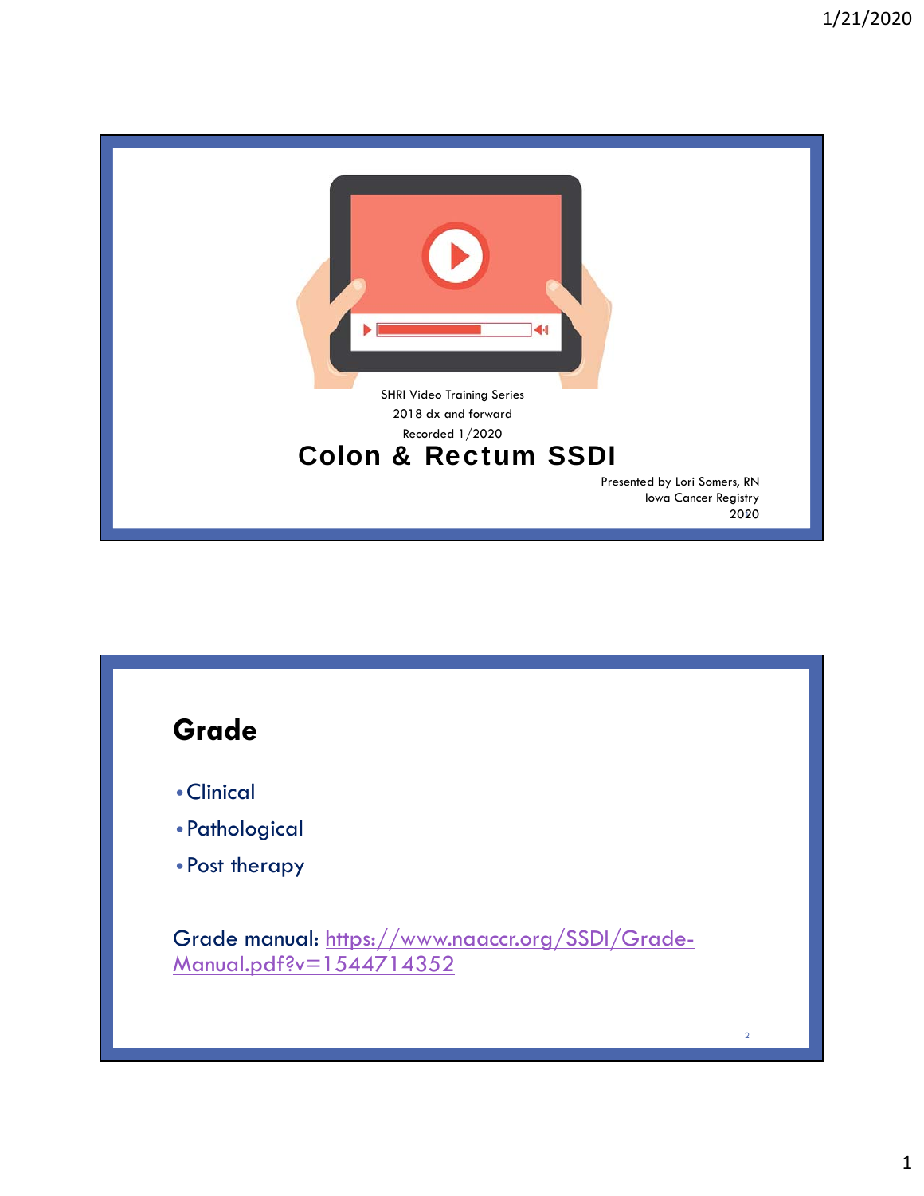SHRI Video Training Series

2018 dx and forward

Recorded 1/2020

# Colon & Rectum SSDI

Presented by Lori Somers, RN
Iowa Cancer Registry
2020

## Grade

- Clinical
- Pathological
- Post therapy

Grade manual: [https://www.naaccr.org/SSDI/Grade-Manual.pdf?v=1544714352](https://www.naaccr.org/SSDI/Grade-Manual.pdf?v=1544714352)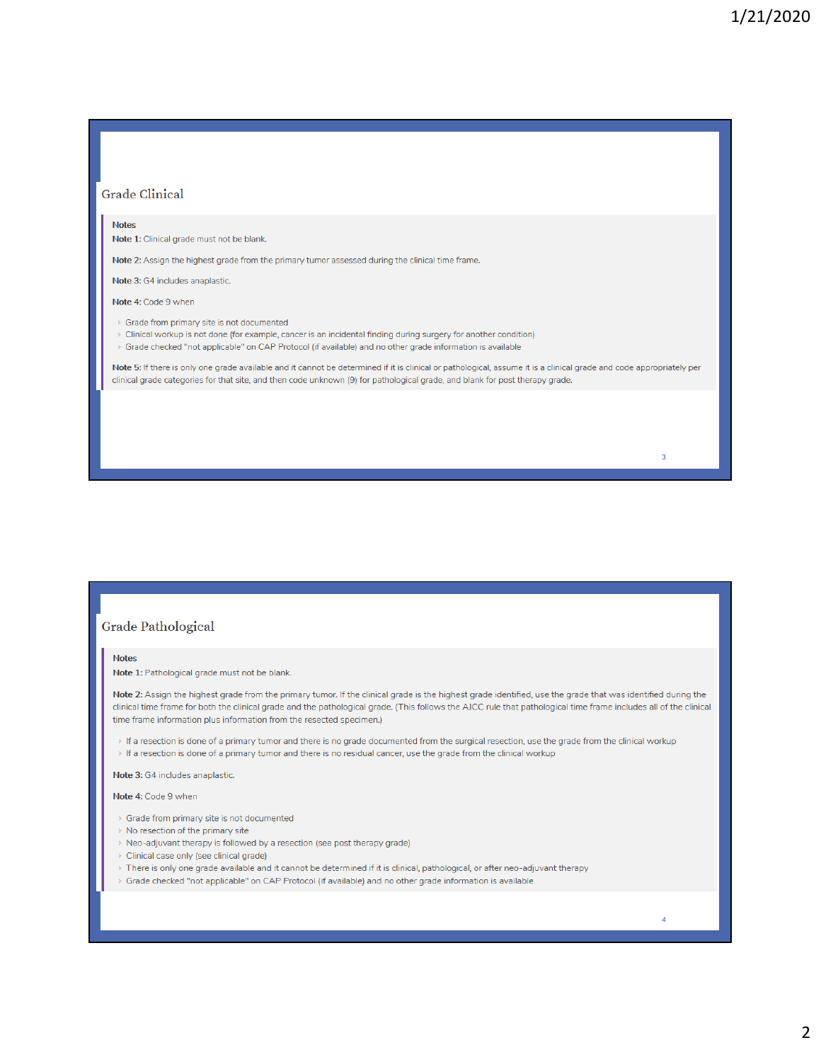## Grade Clinical

**Notes**

**Note 1:** Clinical grade must not be blank.

**Note 2:** Assign the highest grade from the primary tumor assessed during the clinical time frame.

**Note 3:** G4 includes anaplastic.

**Note 4:** Code 9 when

- Grade from primary site is not documented
- Clinical workup is not done (for example, cancer is an incidental finding during surgery for another condition)
- Grade checked "not applicable" on CAP Protocol (if available) and no other grade information is available

**Note 5:** If there is only one grade available and it cannot be determined if it is clinical or pathological, assume it is a clinical grade and code appropriately per clinical grade categories for that site, and then code unknown (9) for pathological grade, and blank for post therapy grade.

## Grade Pathological

**Notes**

**Note 1:** Pathological grade must not be blank.

**Note 2:** Assign the highest grade from the primary tumor. If the clinical grade is the highest grade identified, use the grade that was identified during the clinical time frame for both the clinical grade and the pathological grade. (This follows the AJCC rule that pathological time frame includes all of the clinical time frame information plus information from the resected specimen.)

- If a resection is done of a primary tumor and there is no grade documented from the surgical resection, use the grade from the clinical workup
- If a resection is done of a primary tumor and there is no residual cancer, use the grade from the clinical workup

**Note 3:** G4 includes anaplastic.

**Note 4:** Code 9 when

- Grade from primary site is not documented
- No resection of the primary site
- Neo-adjuvant therapy is followed by a resection (see post therapy grade)
- Clinical case only (see clinical grade)
- There is only one grade available and it cannot be determined if it is clinical, pathological, or after neo-adjuvant therapy
- Grade checked "not applicable" on CAP Protocol (if available) and no other grade information is available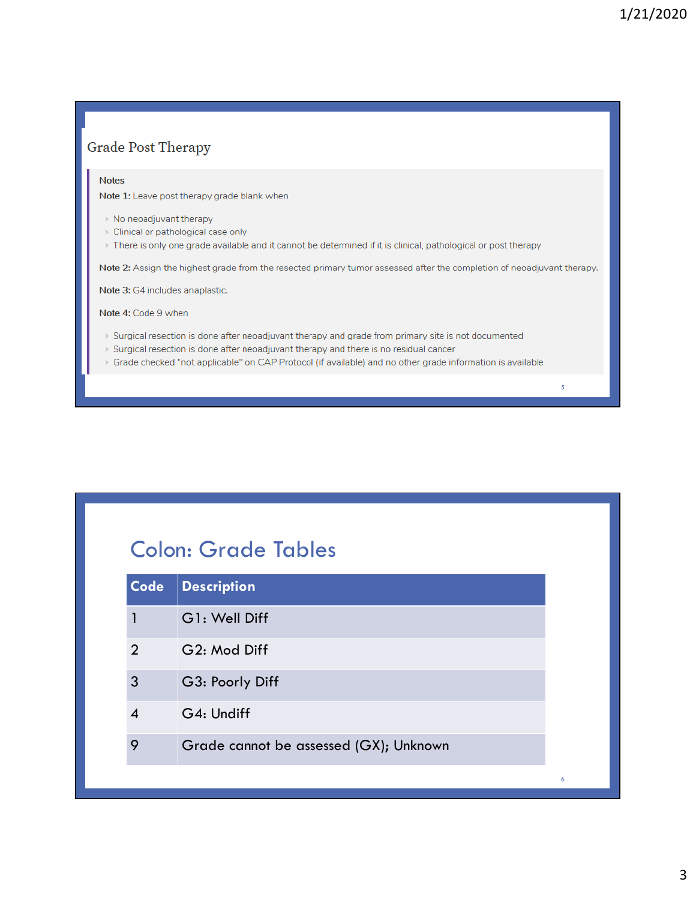## Grade Post Therapy

**Notes**

**Note 1:** Leave post therapy grade blank when

- No neoadjuvant therapy
- Clinical or pathological case only
- There is only one grade available and it cannot be determined if it is clinical, pathological or post therapy

**Note 2:** Assign the highest grade from the resected primary tumor assessed after the completion of neoadjuvant therapy.

**Note 3:** G4 includes anaplastic.

**Note 4:** Code 9 when

- Surgical resection is done after neoadjuvant therapy and grade from primary site is not documented
- Surgical resection is done after neoadjuvant therapy and there is no residual cancer
- Grade checked "not applicable" on CAP Protocol (if available) and no other grade information is available

## Colon: Grade Tables

| Code | Description |
|---|---|
| 1 | G1: Well Diff |
| 2 | G2: Mod Diff |
| 3 | G3: Poorly Diff |
| 4 | G4: Undiff |
| 9 | Grade cannot be assessed (GX); Unknown |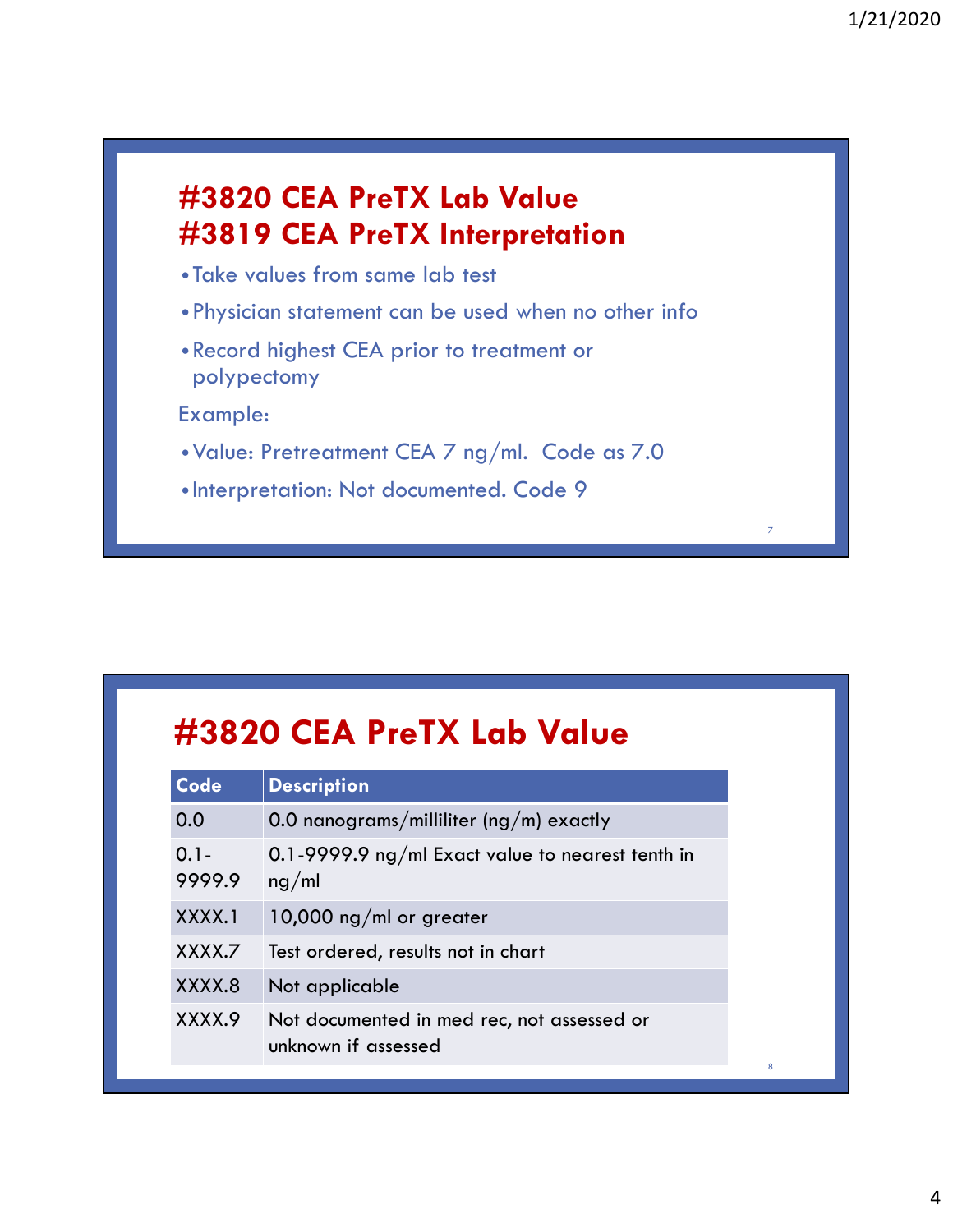## #3820 CEA PreTX Lab Value
## #3819 CEA PreTX Interpretation

- Take values from same lab test
- Physician statement can be used when no other info
- Record highest CEA prior to treatment or polypectomy

Example:

- Value: Pretreatment CEA 7 ng/ml. Code as 7.0
- Interpretation: Not documented. Code 9

## #3820 CEA PreTX Lab Value

| Code | Description |
| --- | --- |
| 0.0 | 0.0 nanograms/milliliter (ng/m) exactly |
| 0.1-9999.9 | 0.1-9999.9 ng/ml Exact value to nearest tenth in ng/ml |
| XXXX.1 | 10,000 ng/ml or greater |
| XXXX.7 | Test ordered, results not in chart |
| XXXX.8 | Not applicable |
| XXXX.9 | Not documented in med rec, not assessed or unknown if assessed |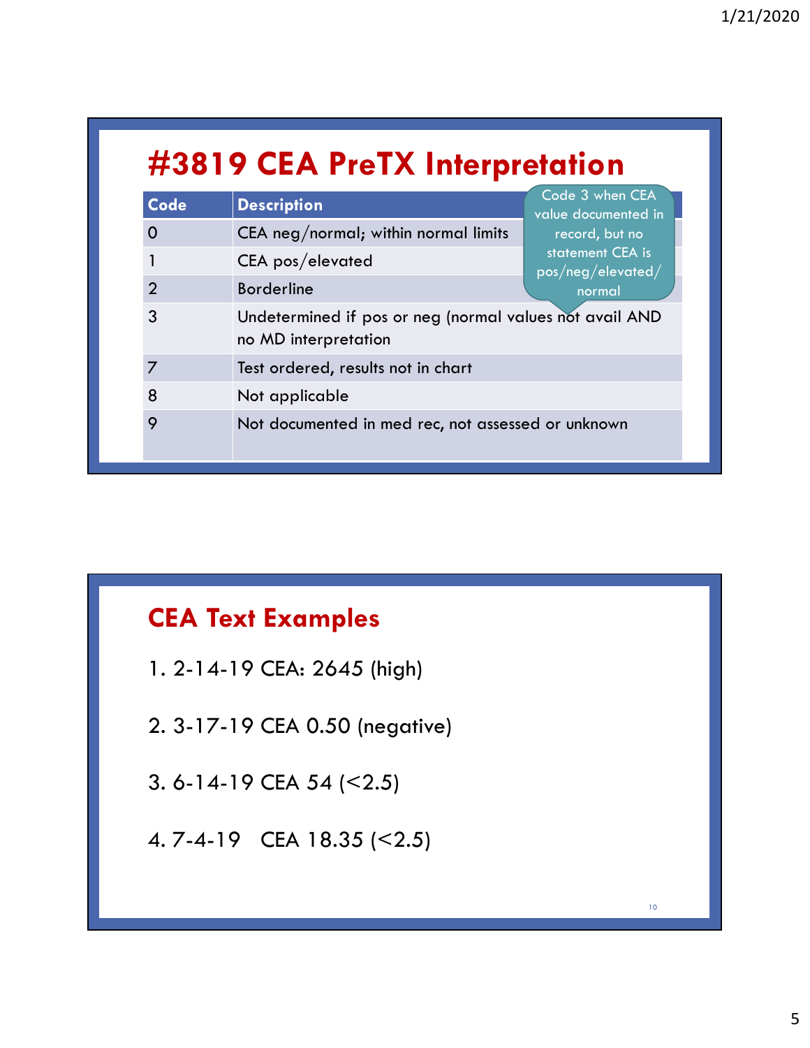# #3819 CEA PreTX Interpretation

| Code | Description |
|---|---|
| 0 | CEA neg/normal; within normal limits |
| 1 | CEA pos/elevated |
| 2 | Borderline |
| 3 | Undetermined if pos or neg (normal values not avail AND no MD interpretation |
| 7 | Test ordered, results not in chart |
| 8 | Not applicable |
| 9 | Not documented in med rec, not assessed or unknown |

Code 3 when CEA value documented in record, but no statement CEA is pos/neg/elevated/normal

## CEA Text Examples

1. 2-14-19 CEA: 2645 (high)
2. 3-17-19 CEA 0.50 (negative)
3. 6-14-19 CEA 54 (<2.5)
4. 7-4-19   CEA 18.35 (<2.5)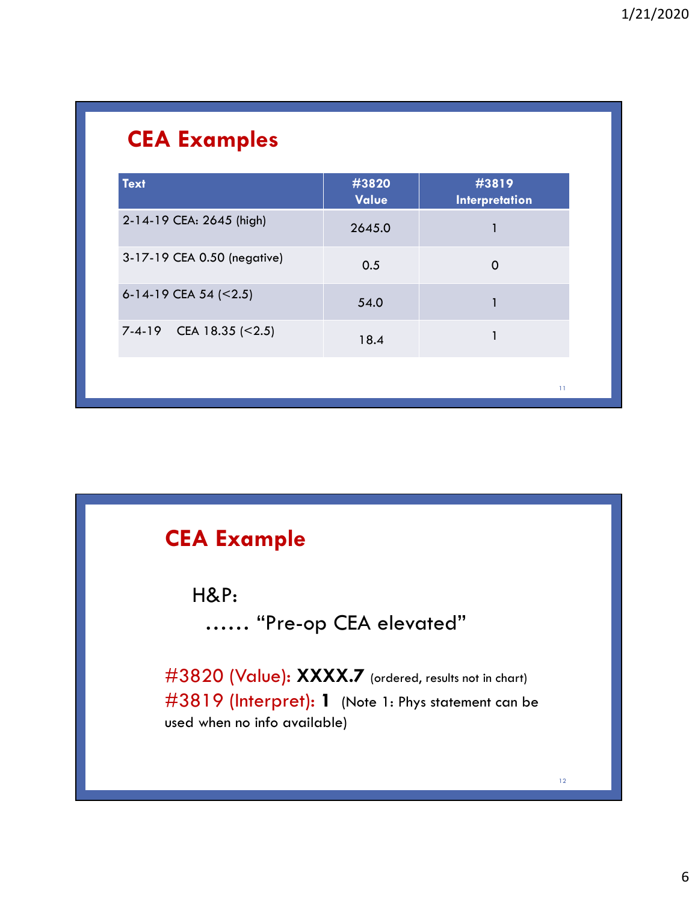## CEA Examples

| Text | #3820 Value | #3819 Interpretation |
|---|---|---|
| 2-14-19 CEA: 2645 (high) | 2645.0 | 1 |
| 3-17-19 CEA 0.50 (negative) | 0.5 | 0 |
| 6-14-19 CEA 54 (<2.5) | 54.0 | 1 |
| 7-4-19 CEA 18.35 (<2.5) | 18.4 | 1 |

## CEA Example

H&P:

…… "Pre-op CEA elevated"

#3820 (Value): **XXXX.7** (ordered, results not in chart)

#3819 (Interpret): **1** (Note 1: Phys statement can be used when no info available)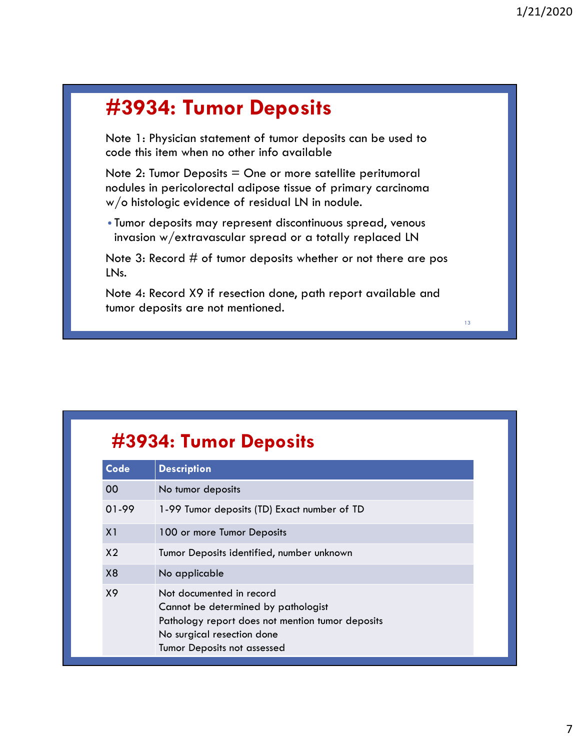# #3934: Tumor Deposits

Note 1: Physician statement of tumor deposits can be used to code this item when no other info available

Note 2: Tumor Deposits = One or more satellite peritumoral nodules in pericolorectal adipose tissue of primary carcinoma w/o histologic evidence of residual LN in nodule.

- Tumor deposits may represent discontinuous spread, venous invasion w/extravascular spread or a totally replaced LN

Note 3: Record # of tumor deposits whether or not there are pos LNs.

Note 4: Record X9 if resection done, path report available and tumor deposits are not mentioned.

# #3934: Tumor Deposits

| Code | Description |
| --- | --- |
| 00 | No tumor deposits |
| 01-99 | 1-99 Tumor deposits (TD) Exact number of TD |
| X1 | 100 or more Tumor Deposits |
| X2 | Tumor Deposits identified, number unknown |
| X8 | No applicable |
| X9 | Not documented in record<br>Cannot be determined by pathologist<br>Pathology report does not mention tumor deposits<br>No surgical resection done<br>Tumor Deposits not assessed |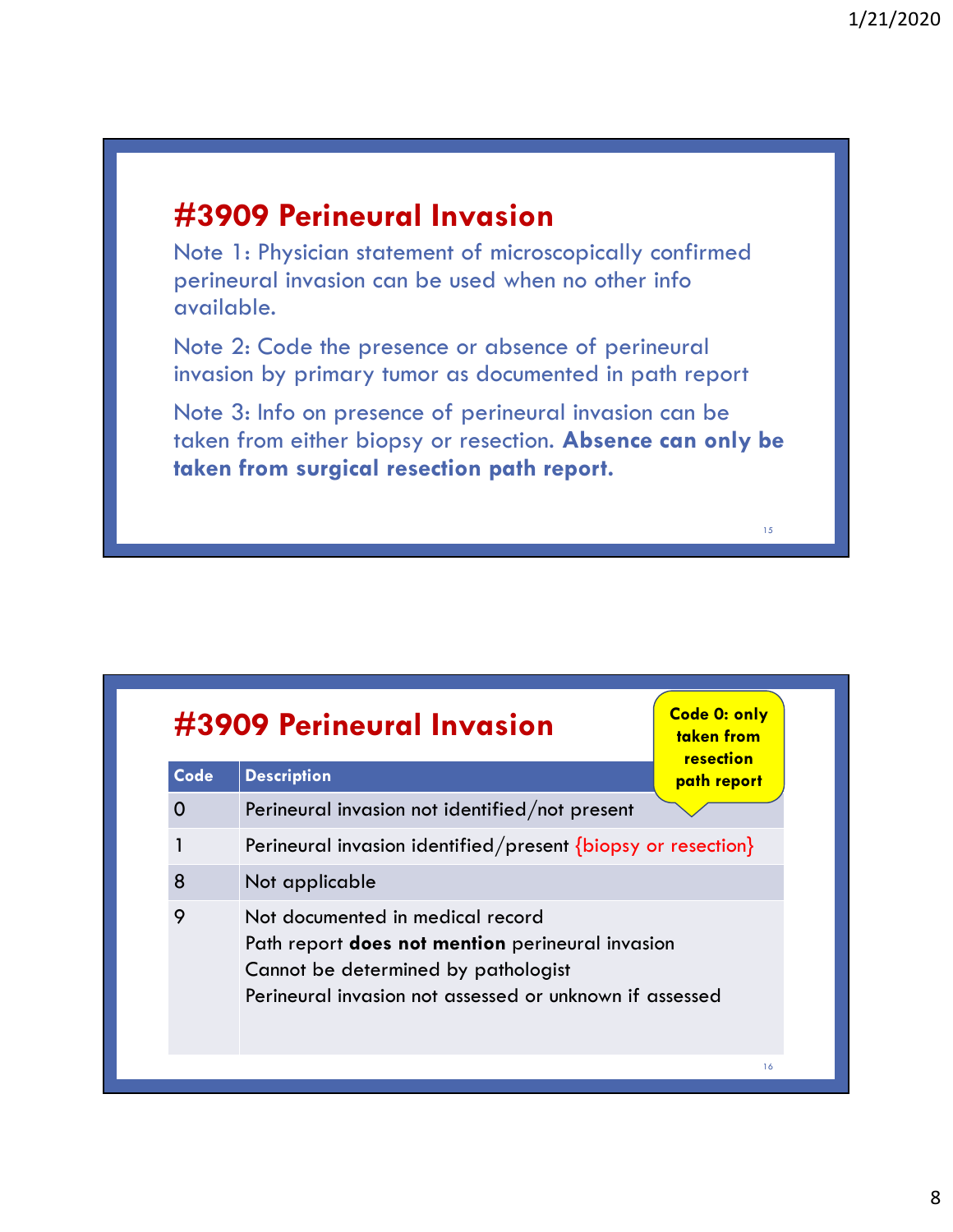# #3909 Perineural Invasion

Note 1: Physician statement of microscopically confirmed perineural invasion can be used when no other info available.

Note 2: Code the presence or absence of perineural invasion by primary tumor as documented in path report

Note 3: Info on presence of perineural invasion can be taken from either biopsy or resection. **Absence can only be taken from surgical resection path report.**

# #3909 Perineural Invasion

**Code 0: only taken from resection path report**

| Code | Description |
|---|---|
| 0 | Perineural invasion not identified/not present |
| 1 | Perineural invasion identified/present {biopsy or resection} |
| 8 | Not applicable |
| 9 | Not documented in medical record<br>Path report **does not mention** perineural invasion<br>Cannot be determined by pathologist<br>Perineural invasion not assessed or unknown if assessed |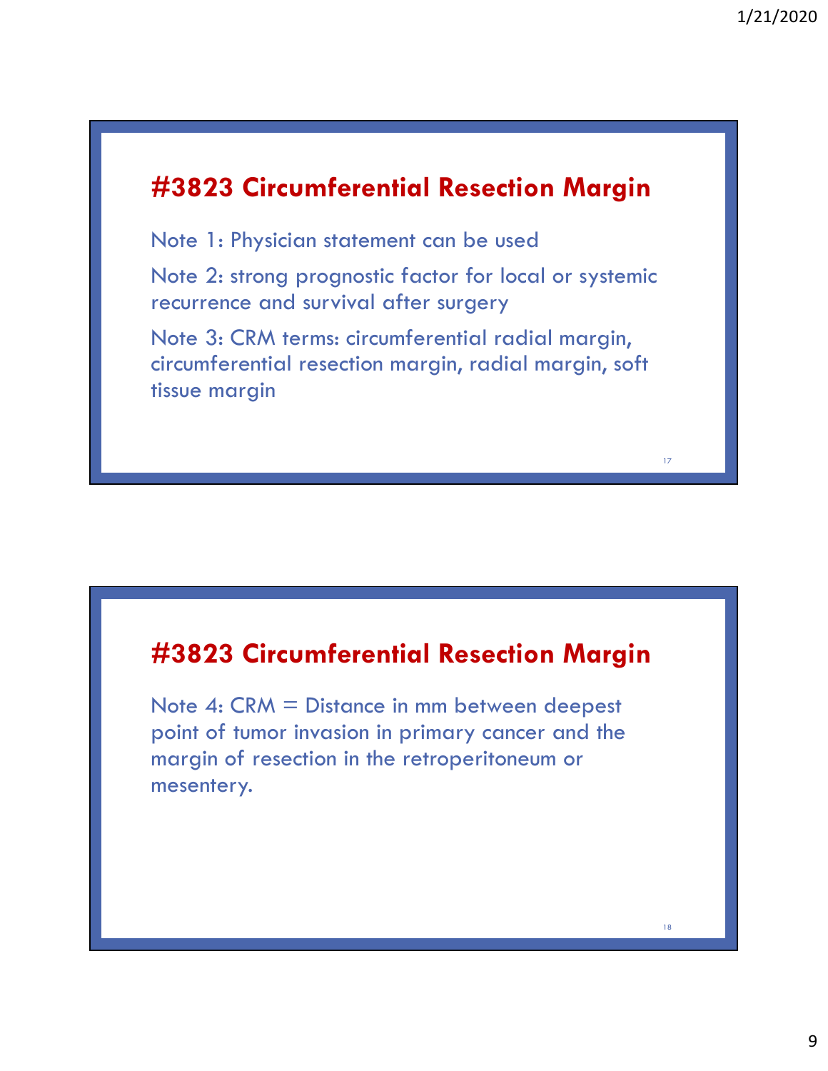## #3823 Circumferential Resection Margin

Note 1: Physician statement can be used

Note 2: strong prognostic factor for local or systemic recurrence and survival after surgery

Note 3: CRM terms: circumferential radial margin, circumferential resection margin, radial margin, soft tissue margin

## #3823 Circumferential Resection Margin

Note 4: CRM = Distance in mm between deepest point of tumor invasion in primary cancer and the margin of resection in the retroperitoneum or mesentery.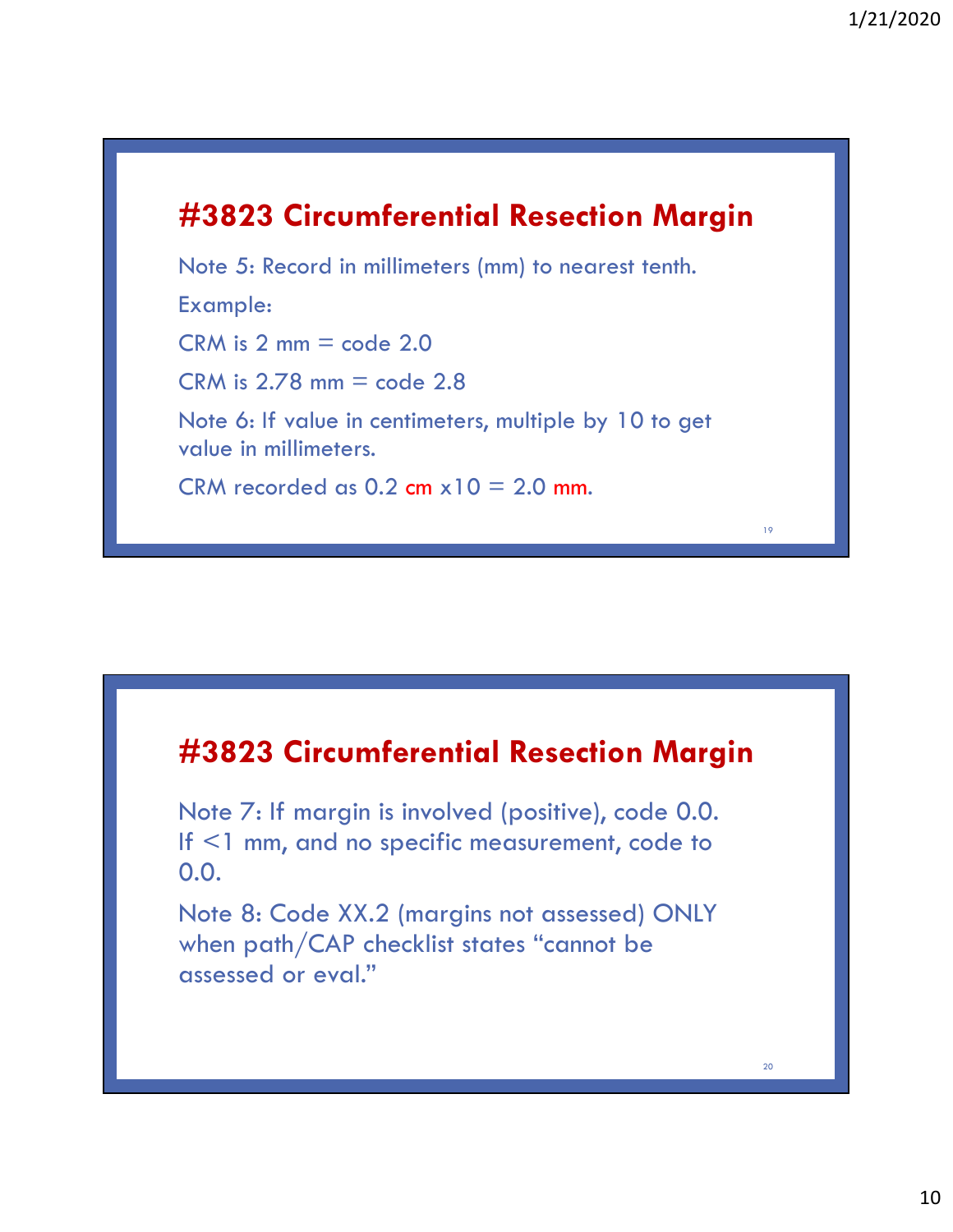## #3823 Circumferential Resection Margin

Note 5: Record in millimeters (mm) to nearest tenth.

Example:

CRM is 2 mm = code 2.0

CRM is 2.78 mm = code 2.8

Note 6: If value in centimeters, multiple by 10 to get value in millimeters.

CRM recorded as 0.2 cm x10 = 2.0 mm.

## #3823 Circumferential Resection Margin

Note 7: If margin is involved (positive), code 0.0. If <1 mm, and no specific measurement, code to 0.0.

Note 8: Code XX.2 (margins not assessed) ONLY when path/CAP checklist states "cannot be assessed or eval."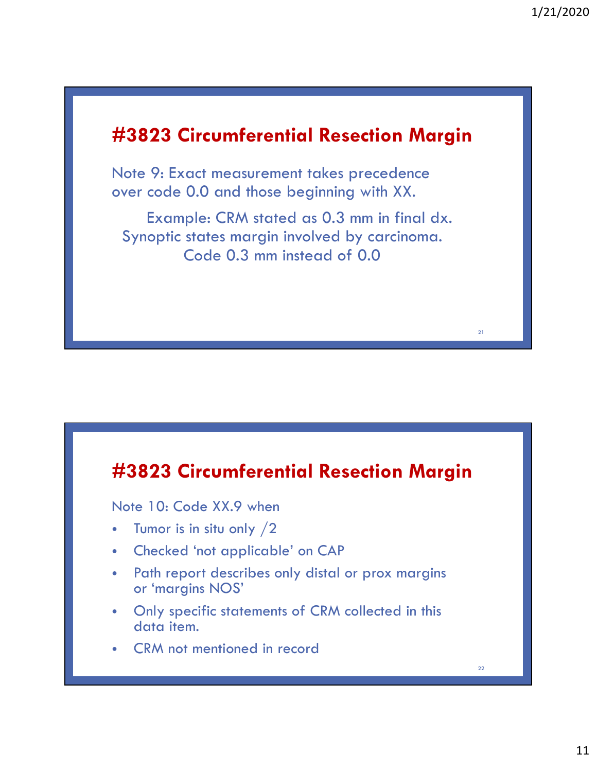## #3823 Circumferential Resection Margin

Note 9: Exact measurement takes precedence over code 0.0 and those beginning with XX.

Example: CRM stated as 0.3 mm in final dx. Synoptic states margin involved by carcinoma. Code 0.3 mm instead of 0.0

## #3823 Circumferential Resection Margin

Note 10: Code XX.9 when

- Tumor is in situ only /2
- Checked 'not applicable' on CAP
- Path report describes only distal or prox margins or 'margins NOS'
- Only specific statements of CRM collected in this data item.
- CRM not mentioned in record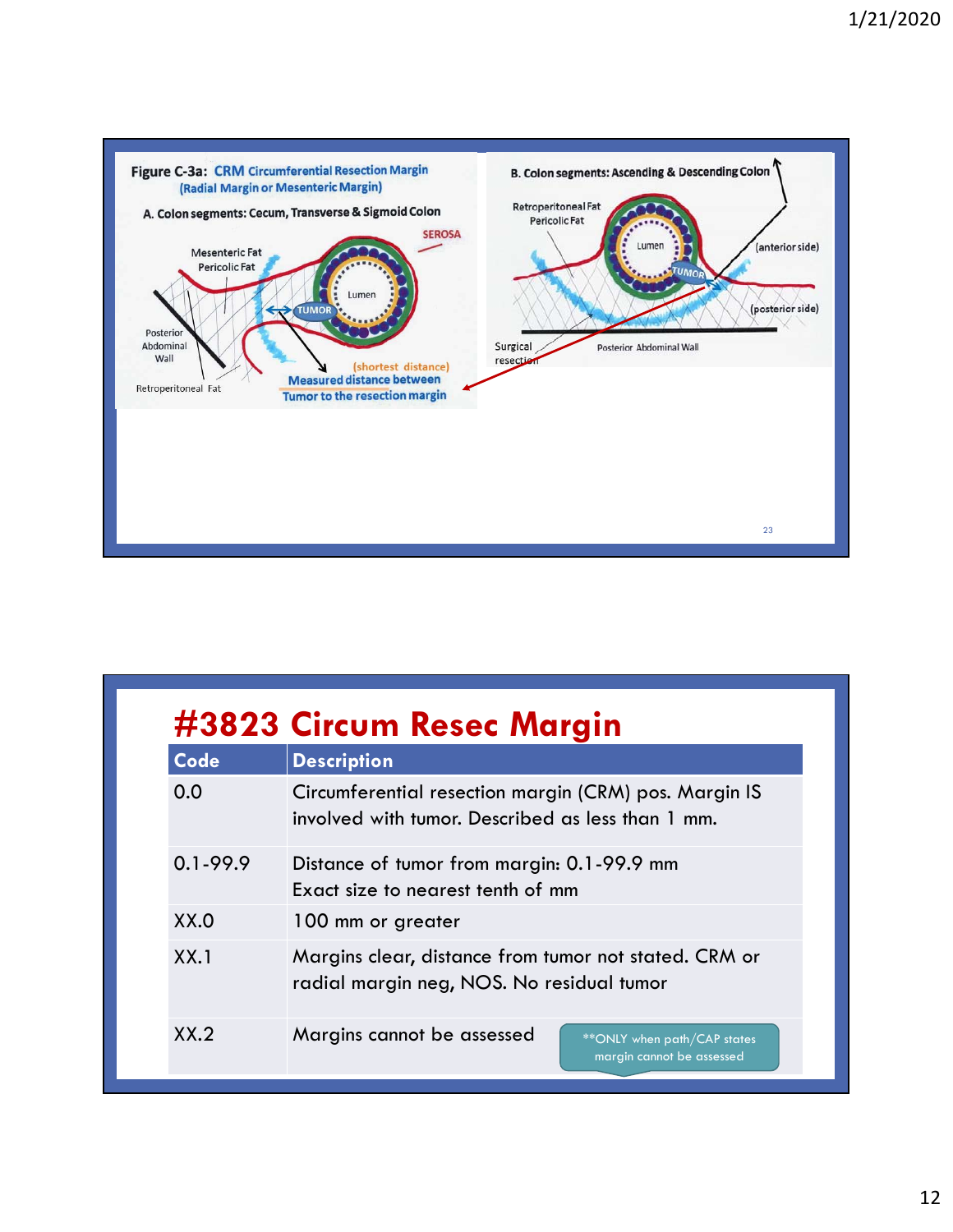Figure C-3a: CRM Circumferential Resection Margin (Radial Margin or Mesenteric Margin)

A. Colon segments: Cecum, Transverse & Sigmoid Colon

SEROSA

Mesenteric Fat

Pericolic Fat

Lumen

TUMOR

Posterior Abdominal Wall

Retroperitoneal Fat

(shortest distance)

Measured distance between Tumor to the resection margin

B. Colon segments: Ascending & Descending Colon

Retroperitoneal Fat

Pericolic Fat

Lumen

TUMOR

(anterior side)

(posterior side)

Surgical resection

Posterior Abdominal Wall

# #3823 Circum Resec Margin

| Code | Description |
|---|---|
| 0.0 | Circumferential resection margin (CRM) pos. Margin IS involved with tumor. Described as less than 1 mm. |
| 0.1-99.9 | Distance of tumor from margin: 0.1-99.9 mm<br>Exact size to nearest tenth of mm |
| XX.0 | 100 mm or greater |
| XX.1 | Margins clear, distance from tumor not stated. CRM or radial margin neg, NOS. No residual tumor |
| XX.2 | Margins cannot be assessed<br>**ONLY when path/CAP states margin cannot be assessed |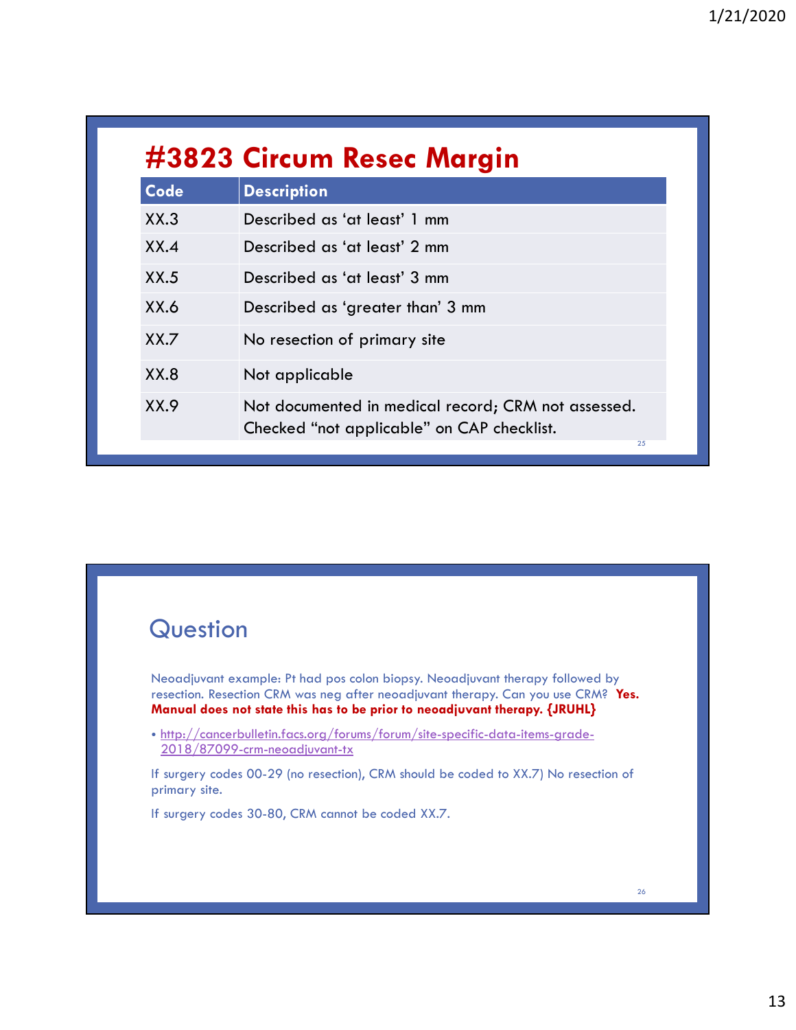## #3823 Circum Resec Margin

| Code | Description |
| --- | --- |
| XX.3 | Described as 'at least' 1 mm |
| XX.4 | Described as 'at least' 2 mm |
| XX.5 | Described as 'at least' 3 mm |
| XX.6 | Described as 'greater than' 3 mm |
| XX.7 | No resection of primary site |
| XX.8 | Not applicable |
| XX.9 | Not documented in medical record; CRM not assessed. Checked "not applicable" on CAP checklist. |

## Question

Neoadjuvant example: Pt had pos colon biopsy. Neoadjuvant therapy followed by resection. Resection CRM was neg after neoadjuvant therapy. Can you use CRM? **Yes. Manual does not state this has to be prior to neoadjuvant therapy. {JRUHL}**

- http://cancerbulletin.facs.org/forums/forum/site-specific-data-items-grade-2018/87099-crm-neoadjuvant-tx

If surgery codes 00-29 (no resection), CRM should be coded to XX.7) No resection of primary site.

If surgery codes 30-80, CRM cannot be coded XX.7.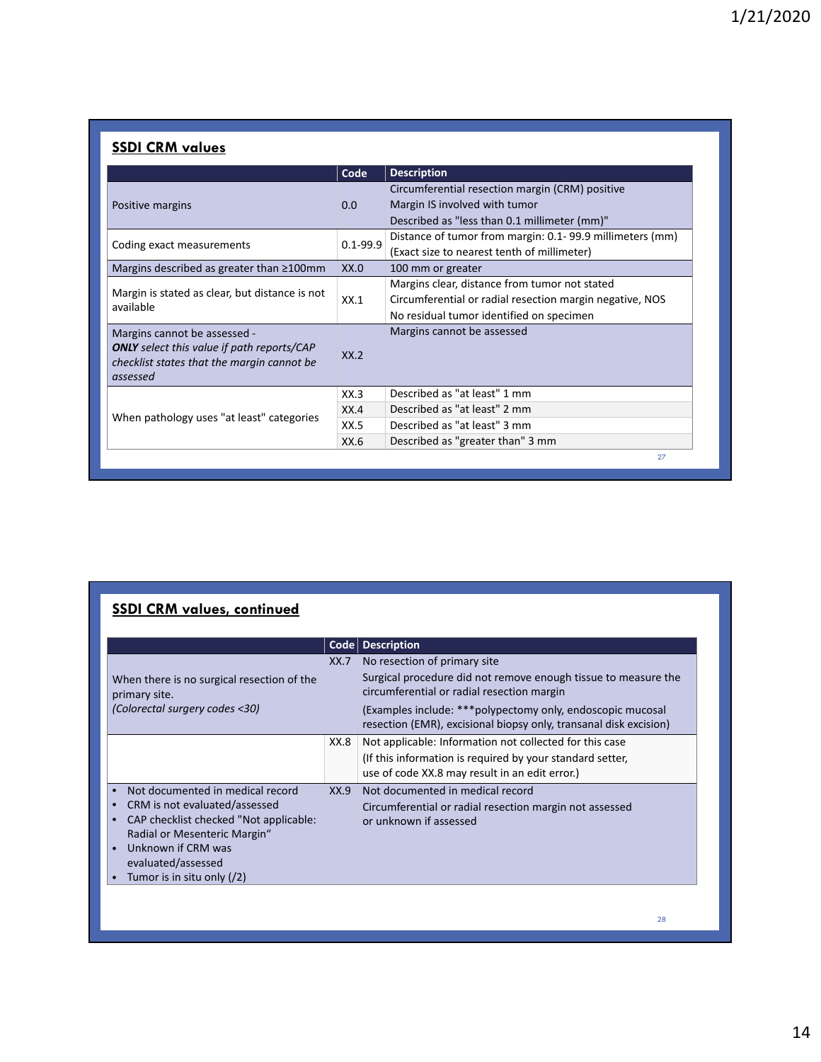## SSDI CRM values

| | Code | Description |
|---|---|---|
| Positive margins | 0.0 | Circumferential resection margin (CRM) positive<br>Margin IS involved with tumor<br>Described as "less than 0.1 millimeter (mm)" |
| Coding exact measurements | 0.1-99.9 | Distance of tumor from margin: 0.1- 99.9 millimeters (mm)<br>(Exact size to nearest tenth of millimeter) |
| Margins described as greater than ≥100mm | XX.0 | 100 mm or greater |
| Margin is stated as clear, but distance is not available | XX.1 | Margins clear, distance from tumor not stated<br>Circumferential or radial resection margin negative, NOS<br>No residual tumor identified on specimen |
| Margins cannot be assessed - ***ONLY*** *select this value if path reports/CAP checklist states that the margin cannot be assessed* | XX.2 | Margins cannot be assessed |
| When pathology uses "at least" categories | XX.3 | Described as "at least" 1 mm |
| | XX.4 | Described as "at least" 2 mm |
| | XX.5 | Described as "at least" 3 mm |
| | XX.6 | Described as "greater than" 3 mm |

## SSDI CRM values, continued

| | Code | Description |
|---|---|---|
| When there is no surgical resection of the primary site.<br>*(Colorectal surgery codes <30)* | XX.7 | No resection of primary site<br>Surgical procedure did not remove enough tissue to measure the circumferential or radial resection margin<br>(Examples include: ***polypectomy only, endoscopic mucosal resection (EMR), excisional biopsy only, transanal disk excision) |
| | XX.8 | Not applicable: Information not collected for this case<br>(If this information is required by your standard setter, use of code XX.8 may result in an edit error.) |
| • Not documented in medical record<br>• CRM is not evaluated/assessed<br>• CAP checklist checked "Not applicable: Radial or Mesenteric Margin"<br>• Unknown if CRM was evaluated/assessed<br>• Tumor is in situ only (/2) | XX.9 | Not documented in medical record<br>Circumferential or radial resection margin not assessed or unknown if assessed |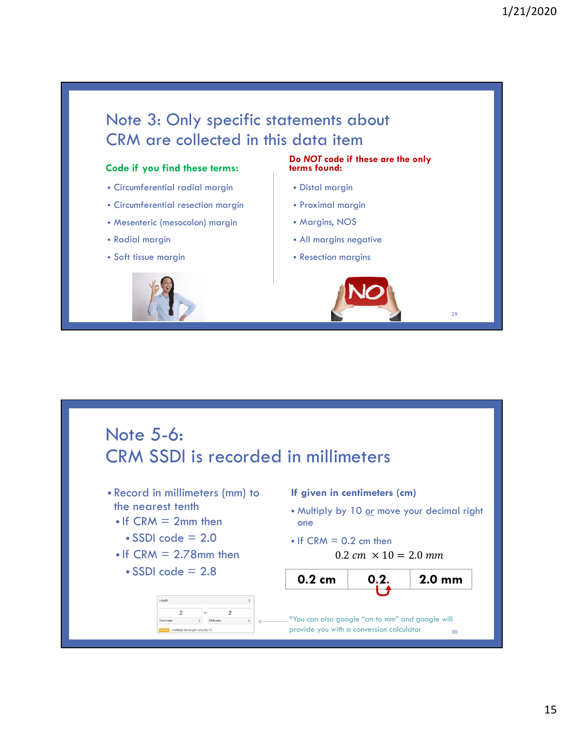## Note 3: Only specific statements about CRM are collected in this data item

**Code if you find these terms:**

- Circumferential radial margin
- Circumferential resection margin
- Mesenteric (mesocolon) margin
- Radial margin
- Soft tissue margin

**Do *NOT* code if these are the only terms found:**

- Distal margin
- Proximal margin
- Margins, NOS
- All margins negative
- Resection margins

## Note 5-6: CRM SSDI is recorded in millimeters

- Record in millimeters (mm) to the nearest tenth
  - If CRM = 2mm then
    - SSDI code = 2.0
  - If CRM = 2.78mm then
    - SSDI code = 2.8

**If given in centimeters (cm)**

- Multiply by 10 or move your decimal right one
- If CRM = 0.2 cm then

$$0.2\ cm \times 10 = 2.0\ mm$$

| 0.2 cm | 0.2. | 2.0 mm |
|---|---|---|

*You can also google "cm to mm" and google will provide you with a conversion calculator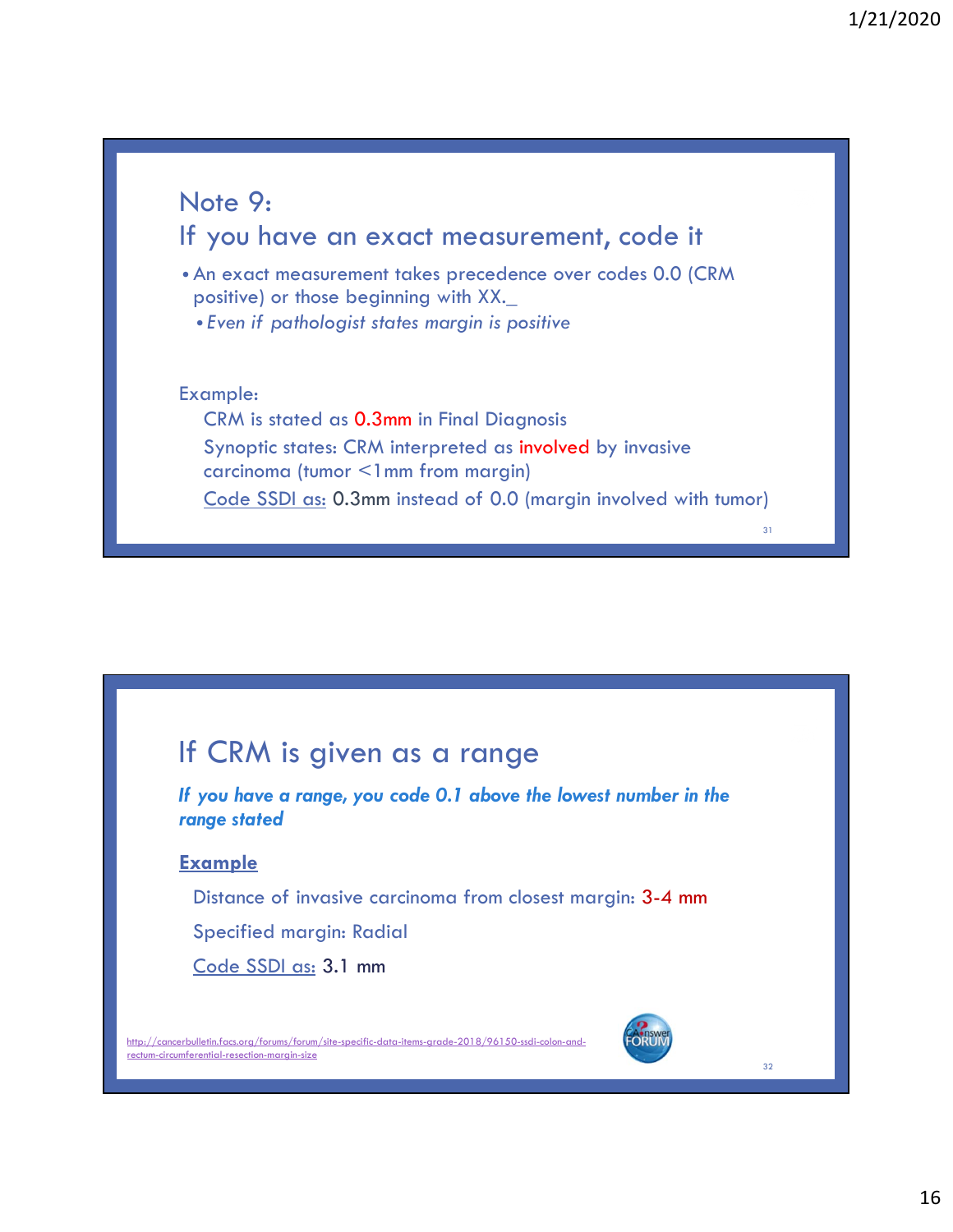## Note 9:
## If you have an exact measurement, code it

- An exact measurement takes precedence over codes 0.0 (CRM positive) or those beginning with XX._
  - *Even if pathologist states margin is positive*

Example:

CRM is stated as 0.3mm in Final Diagnosis

Synoptic states: CRM interpreted as involved by invasive carcinoma (tumor <1mm from margin)

Code SSDI as: 0.3mm instead of 0.0 (margin involved with tumor)

## If CRM is given as a range

***If you have a range, you code 0.1 above the lowest number in the range stated***

**Example**

Distance of invasive carcinoma from closest margin: 3-4 mm

Specified margin: Radial

Code SSDI as: 3.1 mm

http://cancerbulletin.facs.org/forums/forum/site-specific-data-items-grade-2018/96150-ssdi-colon-and-rectum-circumferential-resection-margin-size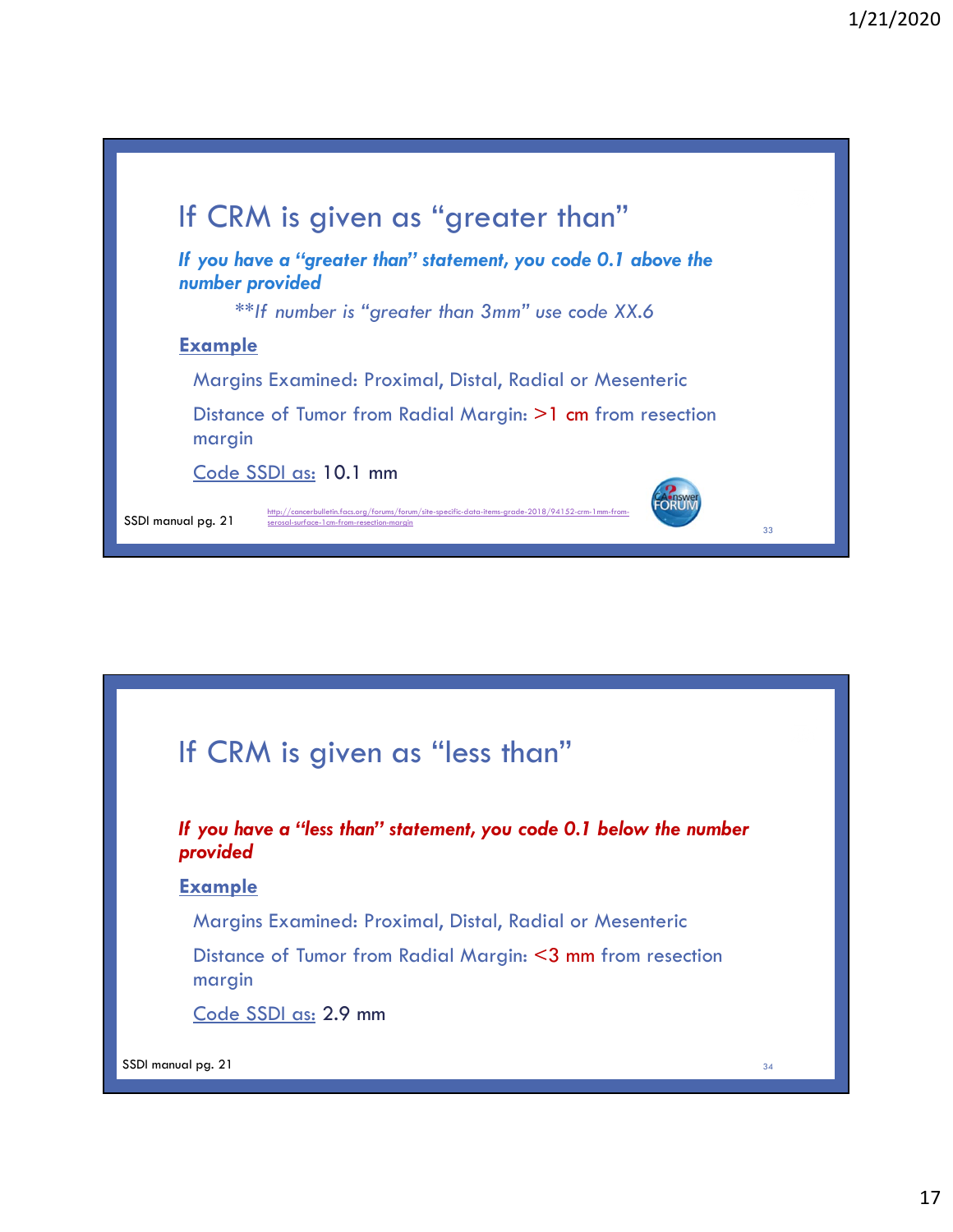## If CRM is given as "greater than"

***If you have a "greater than" statement, you code 0.1 above the number provided***

*\*\*If number is "greater than 3mm" use code XX.6*

**Example**

Margins Examined: Proximal, Distal, Radial or Mesenteric

Distance of Tumor from Radial Margin: >1 cm from resection margin

Code SSDI as: 10.1 mm

SSDI manual pg. 21

http://cancerbulletin.facs.org/forums/forum/site-specific-data-items-grade-2018/94152-crm-1mm-from-serosal-surface-1cm-from-resection-margin

## If CRM is given as "less than"

***If you have a "less than" statement, you code 0.1 below the number provided***

**Example**

Margins Examined: Proximal, Distal, Radial or Mesenteric

Distance of Tumor from Radial Margin: <3 mm from resection margin

Code SSDI as: 2.9 mm

SSDI manual pg. 21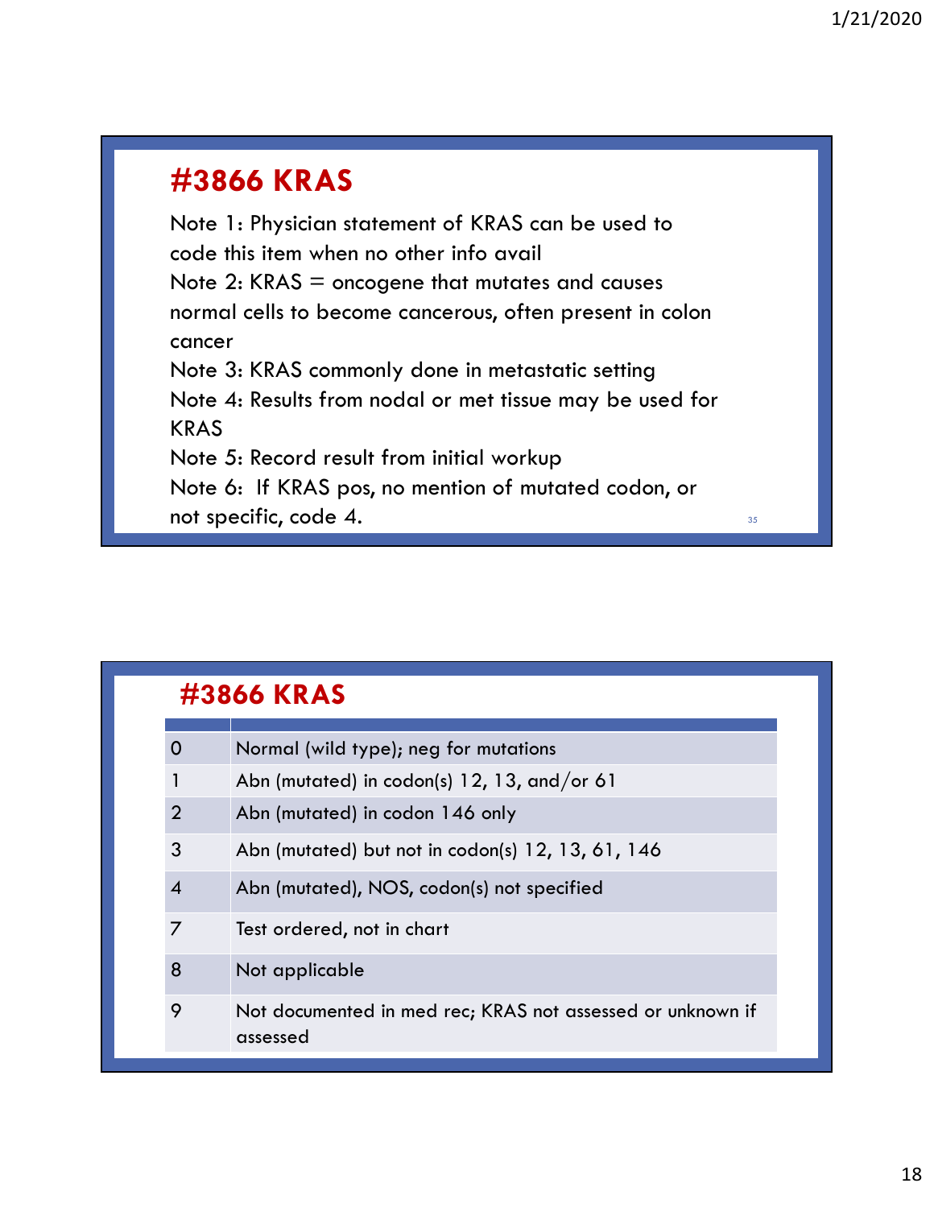## #3866 KRAS

Note 1: Physician statement of KRAS can be used to code this item when no other info avail

Note 2: KRAS = oncogene that mutates and causes normal cells to become cancerous, often present in colon cancer

Note 3: KRAS commonly done in metastatic setting

Note 4: Results from nodal or met tissue may be used for KRAS

Note 5: Record result from initial workup

Note 6: If KRAS pos, no mention of mutated codon, or not specific, code 4.

## #3866 KRAS

| | |
|---|---|
| 0 | Normal (wild type); neg for mutations |
| 1 | Abn (mutated) in codon(s) 12, 13, and/or 61 |
| 2 | Abn (mutated) in codon 146 only |
| 3 | Abn (mutated) but not in codon(s) 12, 13, 61, 146 |
| 4 | Abn (mutated), NOS, codon(s) not specified |
| 7 | Test ordered, not in chart |
| 8 | Not applicable |
| 9 | Not documented in med rec; KRAS not assessed or unknown if assessed |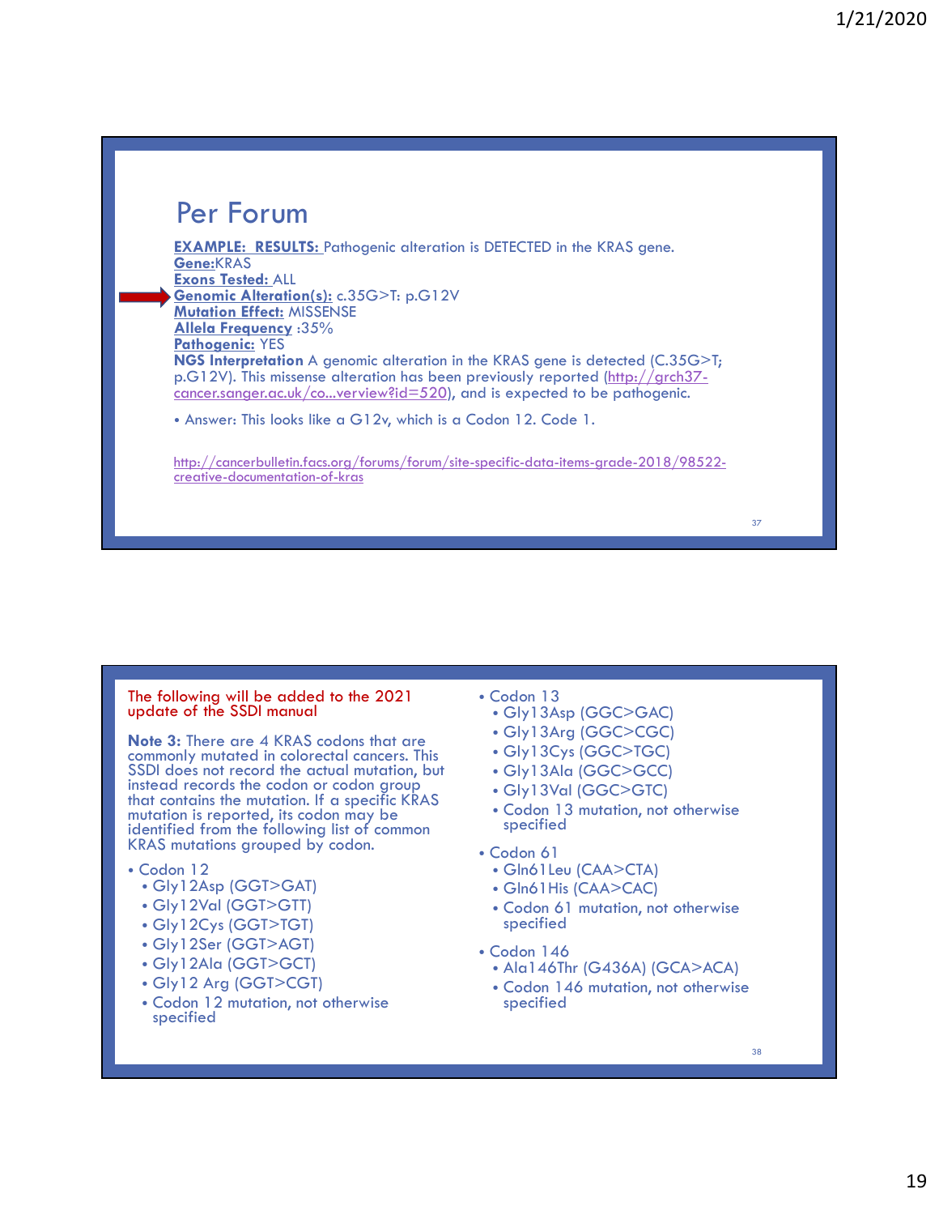## Per Forum

**EXAMPLE: RESULTS:** Pathogenic alteration is DETECTED in the KRAS gene.
**Gene:** KRAS
**Exons Tested:** ALL
**Genomic Alteration(s):** c.35G>T: p.G12V
**Mutation Effect:** MISSENSE
**Allela Frequency** :35%
**Pathogenic:** YES
**NGS Interpretation** A genomic alteration in the KRAS gene is detected (C.35G>T; p.G12V). This missense alteration has been previously reported (http://grch37-cancer.sanger.ac.uk/co...verview?id=520), and is expected to be pathogenic.

- Answer: This looks like a G12v, which is a Codon 12. Code 1.

http://cancerbulletin.facs.org/forums/forum/site-specific-data-items-grade-2018/98522-creative-documentation-of-kras

---

The following will be added to the 2021 update of the SSDI manual

**Note 3:** There are 4 KRAS codons that are commonly mutated in colorectal cancers. This SSDI does not record the actual mutation, but instead records the codon or codon group that contains the mutation. If a specific KRAS mutation is reported, its codon may be identified from the following list of common KRAS mutations grouped by codon.

- Codon 12
  - Gly12Asp (GGT>GAT)
  - Gly12Val (GGT>GTT)
  - Gly12Cys (GGT>TGT)
  - Gly12Ser (GGT>AGT)
  - Gly12Ala (GGT>GCT)
  - Gly12 Arg (GGT>CGT)
  - Codon 12 mutation, not otherwise specified
- Codon 13
  - Gly13Asp (GGC>GAC)
  - Gly13Arg (GGC>CGC)
  - Gly13Cys (GGC>TGC)
  - Gly13Ala (GGC>GCC)
  - Gly13Val (GGC>GTC)
  - Codon 13 mutation, not otherwise specified
- Codon 61
  - Gln61Leu (CAA>CTA)
  - Gln61His (CAA>CAC)
  - Codon 61 mutation, not otherwise specified
- Codon 146
  - Ala146Thr (G436A) (GCA>ACA)
  - Codon 146 mutation, not otherwise specified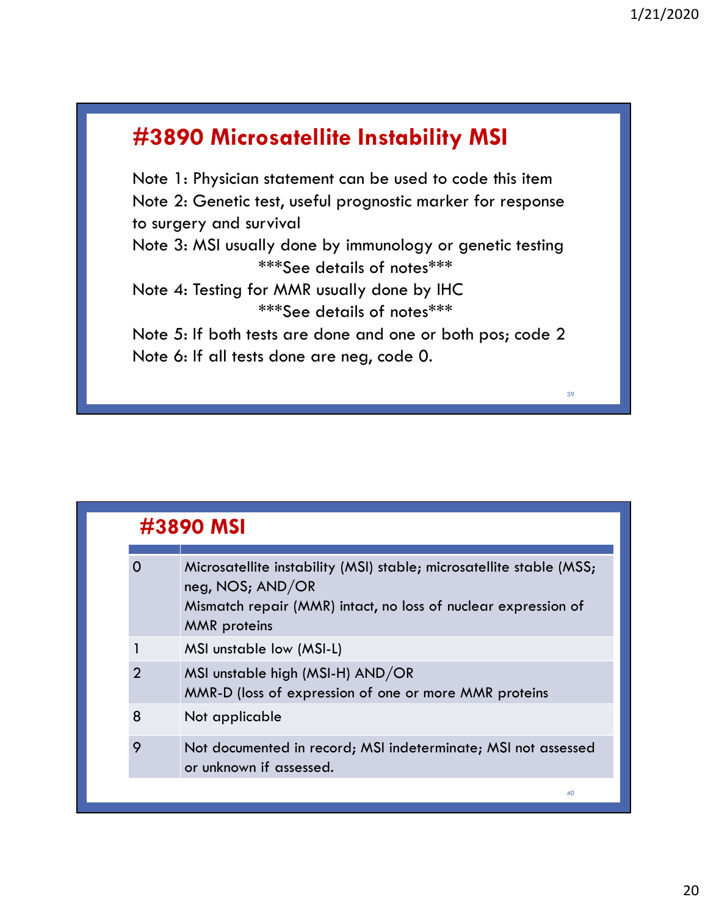## #3890 Microsatellite Instability MSI

Note 1: Physician statement can be used to code this item
Note 2: Genetic test, useful prognostic marker for response to surgery and survival
Note 3: MSI usually done by immunology or genetic testing
***See details of notes***
Note 4: Testing for MMR usually done by IHC
***See details of notes***
Note 5: If both tests are done and one or both pos; code 2
Note 6: If all tests done are neg, code 0.

## #3890 MSI

| | |
|---|---|
| 0 | Microsatellite instability (MSI) stable; microsatellite stable (MSS; neg, NOS; AND/OR<br>Mismatch repair (MMR) intact, no loss of nuclear expression of MMR proteins |
| 1 | MSI unstable low (MSI-L) |
| 2 | MSI unstable high (MSI-H) AND/OR<br>MMR-D (loss of expression of one or more MMR proteins |
| 8 | Not applicable |
| 9 | Not documented in record; MSI indeterminate; MSI not assessed or unknown if assessed. |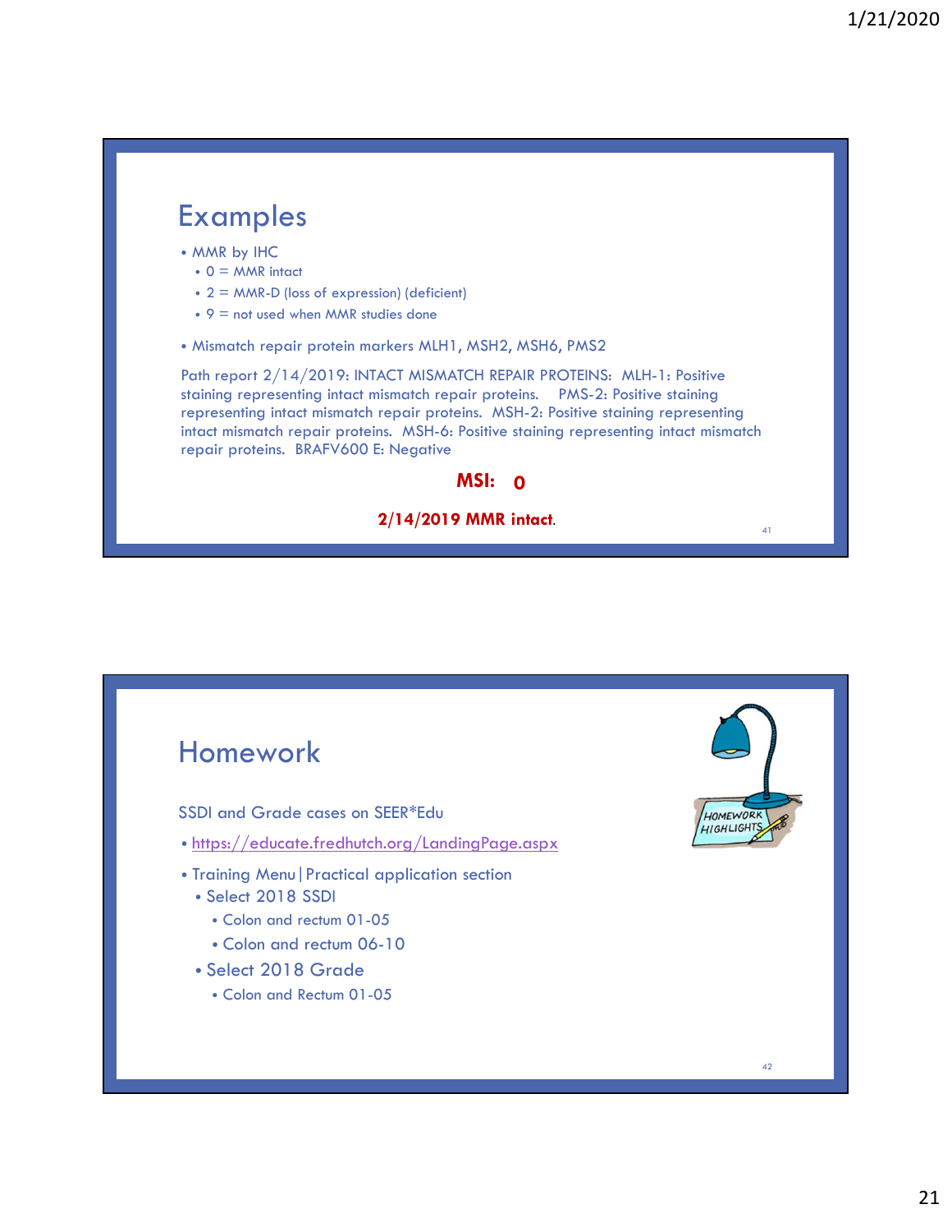## Examples

- MMR by IHC
  - 0 = MMR intact
  - 2 = MMR-D (loss of expression) (deficient)
  - 9 = not used when MMR studies done
- Mismatch repair protein markers MLH1, MSH2, MSH6, PMS2

Path report 2/14/2019: INTACT MISMATCH REPAIR PROTEINS: MLH-1: Positive staining representing intact mismatch repair proteins. PMS-2: Positive staining representing intact mismatch repair proteins. MSH-2: Positive staining representing intact mismatch repair proteins. MSH-6: Positive staining representing intact mismatch repair proteins. BRAFV600 E: Negative

**MSI: 0**

**2/14/2019 MMR intact.**

## Homework

SSDI and Grade cases on SEER*Edu

- https://educate.fredhutch.org/LandingPage.aspx
- Training Menu | Practical application section
  - Select 2018 SSDI
    - Colon and rectum 01-05
    - Colon and rectum 06-10
  - Select 2018 Grade
    - Colon and Rectum 01-05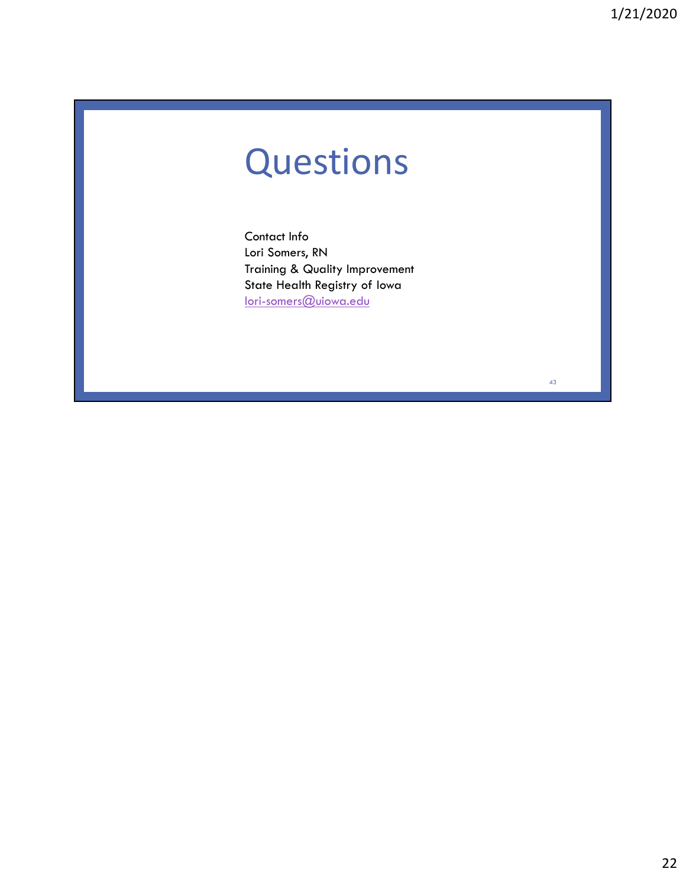# Questions

Contact Info
Lori Somers, RN
Training & Quality Improvement
State Health Registry of Iowa
lori-somers@uiowa.edu